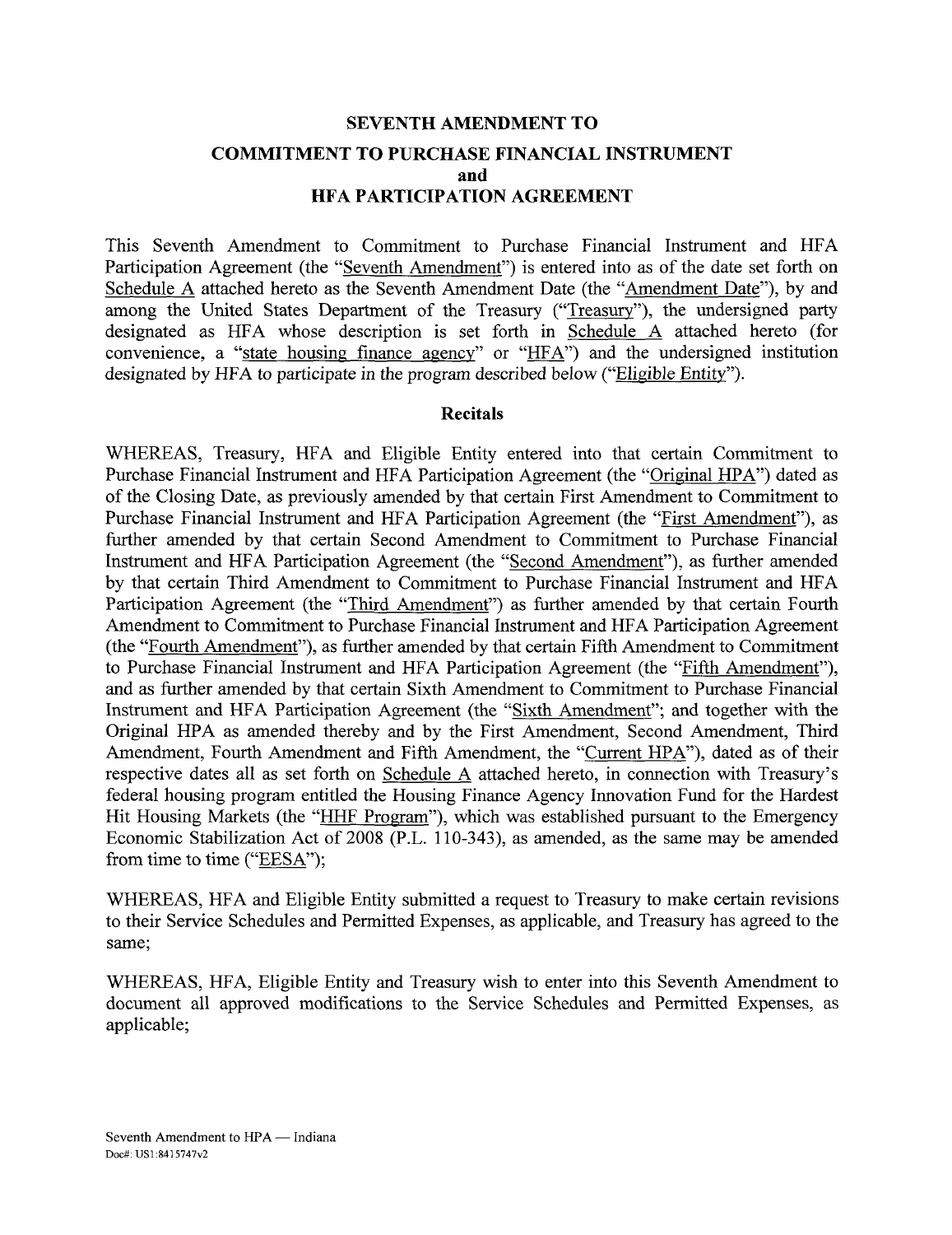# SEVENTH AMENDMENT TO

## COMMITMENT TO PURCHASE FINANCIAL INSTRUMENT and HFA PARTICIPATION AGREEMENT

This Seventh Amendment to Commitment to Purchase Financial Instrument and HFA Participation Agreement (the "Seventh Amendment") is entered into as of the date set forth on Schedule A attached hereto as the Seventh Amendment Date (the "Amendment Date"), by and among the United States Department of the Treasury ("Treasury"), the undersigned party designated as HFA whose description is set forth in Schedule A attached hereto (for convenience, a "state housing finance agency" or "HFA") and the undersigned institution designated by HFA to participate in the program described below ("Eligible Entity").

### Recitals

WHEREAS, Treasury, HFA and Eligible Entity entered into that certain Commitment to Purchase Financial Instrument and HFA Participation Agreement (the "Original HPA") dated as of the Closing Date, as previously amended by that certain First Amendment to Commitment to Purchase Financial Instrument and HFA Participation Agreement (the "First Amendment"), as further amended by that certain Second Amendment to Commitment to Purchase Financial Instrument and HFA Participation Agreement (the "Second Amendment"), as further amended by that certain Third Amendment to Commitment to Purchase Financial Instrument and HFA Participation Agreement (the "Third Amendment") as further amended by that certain Fourth Amendment to Commitment to Purchase Financial Instrument and HFA Participation Agreement (the "Fourth Amendment"), as further amended by that certain Fifth Amendment to Commitment to Purchase Financial Instrument and HFA Participation Agreement (the "Fifth Amendment"), and as further amended by that certain Sixth Amendment to Commitment to Purchase Financial Instrument and HFA Participation Agreement (the "Sixth Amendment"; and together with the Original HPA as amended thereby and by the First Amendment, Second Amendment, Third Amendment, Fourth Amendment and Fifth Amendment, the "Current HPA"), dated as of their respective dates all as set forth on Schedule A attached hereto, in connection with Treasury's federal housing program entitled the Housing Finance Agency Innovation Fund for the Hardest Hit Housing Markets (the "HHF Program"), which was established pursuant to the Emergency Economic Stabilization Act of 2008 (P.L. 110-343), as amended, as the same may be amended from time to time ("EESA");

WHEREAS, HFA and Eligible Entity submitted a request to Treasury to make certain revisions to their Service Schedules and Permitted Expenses, as applicable, and Treasury has agreed to the same;

WHEREAS, HFA, Eligible Entity and Treasury wish to enter into this Seventh Amendment to document all approved modifications to the Service Schedules and Permitted Expenses, as applicable;

Seventh Amendment to HPA — Indiana
Doc#: US1:8415747v2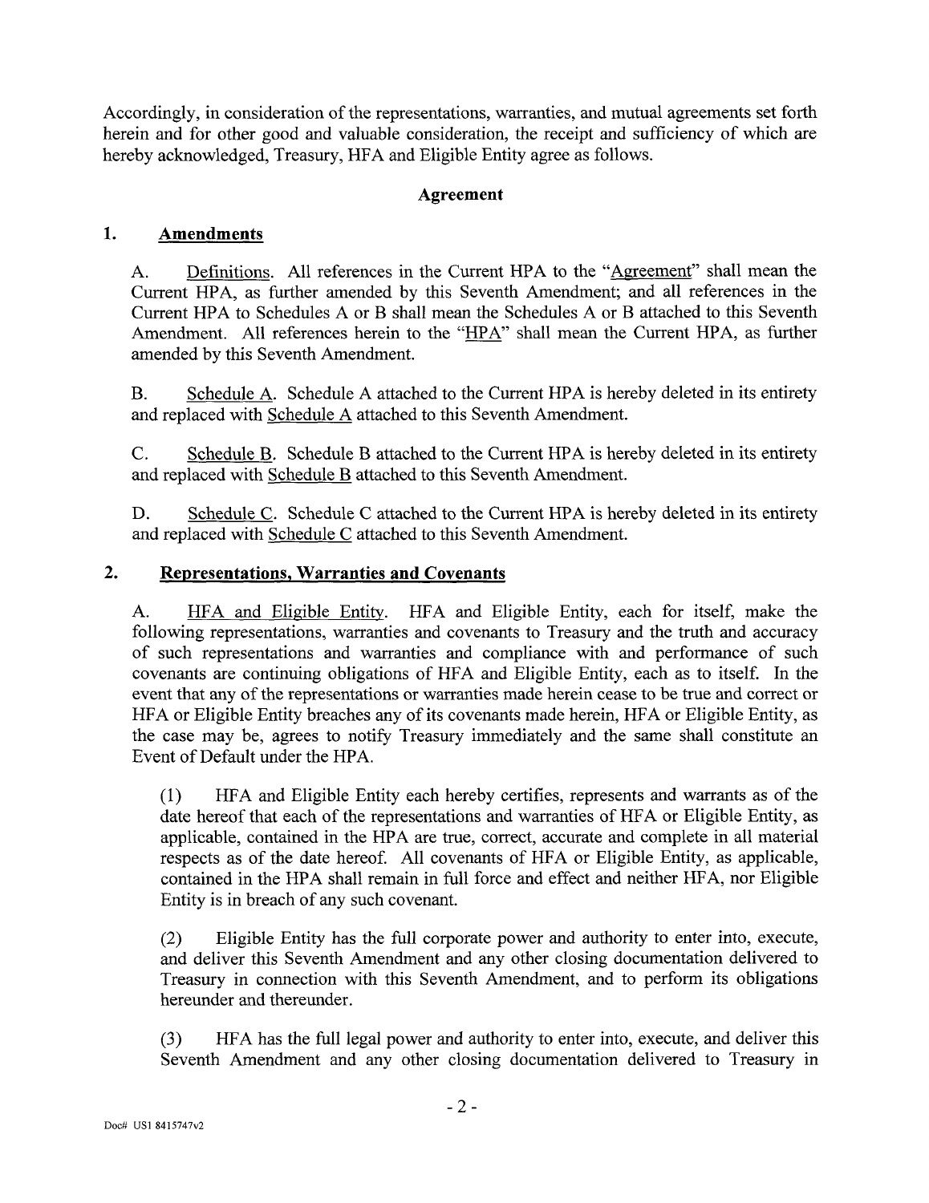Accordingly, in consideration of the representations, warranties, and mutual agreements set forth herein and for other good and valuable consideration, the receipt and sufficiency of which are hereby acknowledged, Treasury, HFA and Eligible Entity agree as follows.

## Agreement

### 1. Amendments

A. Definitions. All references in the Current HPA to the "Agreement" shall mean the Current HPA, as further amended by this Seventh Amendment; and all references in the Current HPA to Schedules A or B shall mean the Schedules A or B attached to this Seventh Amendment. All references herein to the "HPA" shall mean the Current HPA, as further amended by this Seventh Amendment.

B. Schedule A. Schedule A attached to the Current HPA is hereby deleted in its entirety and replaced with Schedule A attached to this Seventh Amendment.

C. Schedule B. Schedule B attached to the Current HPA is hereby deleted in its entirety and replaced with Schedule B attached to this Seventh Amendment.

D. Schedule C. Schedule C attached to the Current HPA is hereby deleted in its entirety and replaced with Schedule C attached to this Seventh Amendment.

### 2. Representations, Warranties and Covenants

A. HFA and Eligible Entity. HFA and Eligible Entity, each for itself, make the following representations, warranties and covenants to Treasury and the truth and accuracy of such representations and warranties and compliance with and performance of such covenants are continuing obligations of HFA and Eligible Entity, each as to itself. In the event that any of the representations or warranties made herein cease to be true and correct or HFA or Eligible Entity breaches any of its covenants made herein, HFA or Eligible Entity, as the case may be, agrees to notify Treasury immediately and the same shall constitute an Event of Default under the HPA.

(1) HFA and Eligible Entity each hereby certifies, represents and warrants as of the date hereof that each of the representations and warranties of HFA or Eligible Entity, as applicable, contained in the HPA are true, correct, accurate and complete in all material respects as of the date hereof. All covenants of HFA or Eligible Entity, as applicable, contained in the HPA shall remain in full force and effect and neither HFA, nor Eligible Entity is in breach of any such covenant.

(2) Eligible Entity has the full corporate power and authority to enter into, execute, and deliver this Seventh Amendment and any other closing documentation delivered to Treasury in connection with this Seventh Amendment, and to perform its obligations hereunder and thereunder.

(3) HFA has the full legal power and authority to enter into, execute, and deliver this Seventh Amendment and any other closing documentation delivered to Treasury in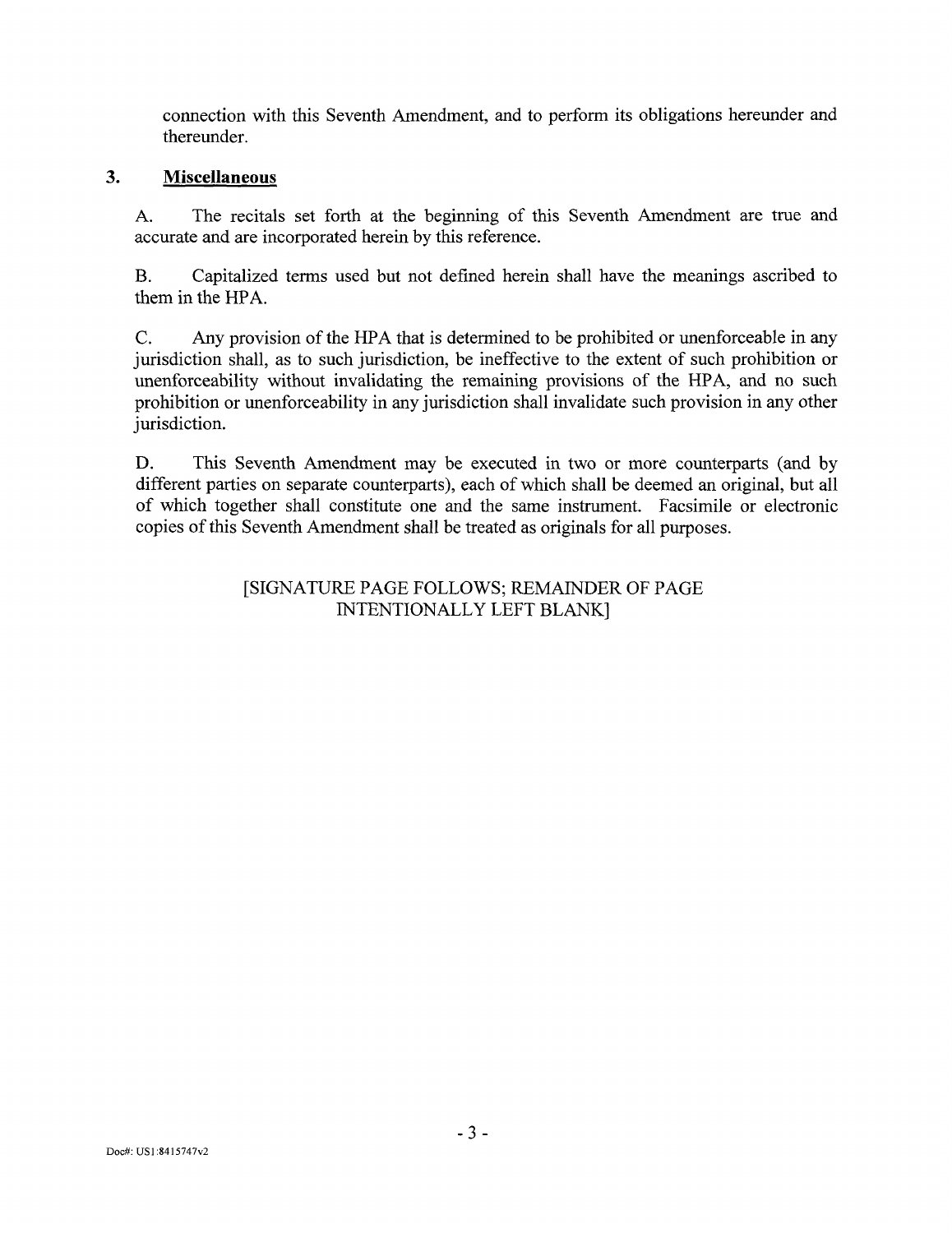connection with this Seventh Amendment, and to perform its obligations hereunder and thereunder.

## 3. Miscellaneous

A. The recitals set forth at the beginning of this Seventh Amendment are true and accurate and are incorporated herein by this reference.

B. Capitalized terms used but not defined herein shall have the meanings ascribed to them in the HPA.

C. Any provision of the HPA that is determined to be prohibited or unenforceable in any jurisdiction shall, as to such jurisdiction, be ineffective to the extent of such prohibition or unenforceability without invalidating the remaining provisions of the HPA, and no such prohibition or unenforceability in any jurisdiction shall invalidate such provision in any other jurisdiction.

D. This Seventh Amendment may be executed in two or more counterparts (and by different parties on separate counterparts), each of which shall be deemed an original, but all of which together shall constitute one and the same instrument. Facsimile or electronic copies of this Seventh Amendment shall be treated as originals for all purposes.

[SIGNATURE PAGE FOLLOWS; REMAINDER OF PAGE INTENTIONALLY LEFT BLANK]

Doc#: US1:8415747v2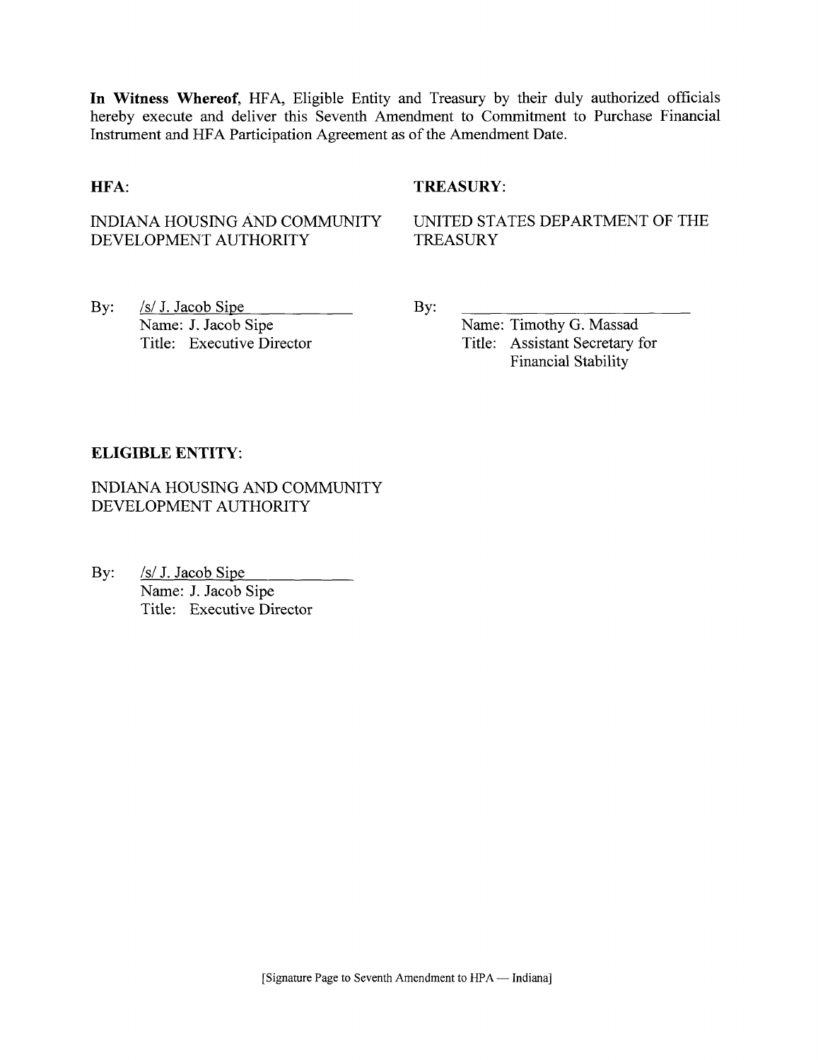**In Witness Whereof**, HFA, Eligible Entity and Treasury by their duly authorized officials hereby execute and deliver this Seventh Amendment to Commitment to Purchase Financial Instrument and HFA Participation Agreement as of the Amendment Date.

**HFA**:

INDIANA HOUSING AND COMMUNITY DEVELOPMENT AUTHORITY

By: /s/ J. Jacob Sipe
Name: J. Jacob Sipe
Title: Executive Director

**TREASURY**:

UNITED STATES DEPARTMENT OF THE TREASURY

By: ______________________
Name: Timothy G. Massad
Title: Assistant Secretary for Financial Stability

**ELIGIBLE ENTITY**:

INDIANA HOUSING AND COMMUNITY DEVELOPMENT AUTHORITY

By: /s/ J. Jacob Sipe
Name: J. Jacob Sipe
Title: Executive Director

[Signature Page to Seventh Amendment to HPA — Indiana]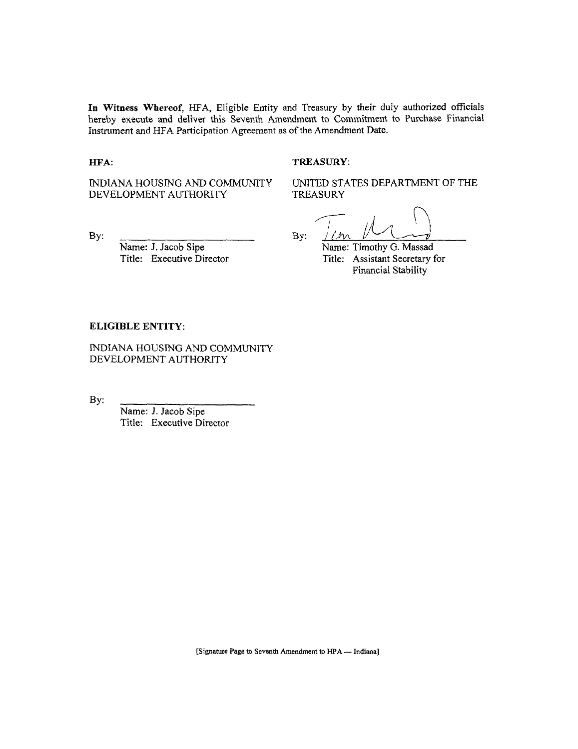**In Witness Whereof**, HFA, Eligible Entity and Treasury by their duly authorized officials hereby execute and deliver this Seventh Amendment to Commitment to Purchase Financial Instrument and HFA Participation Agreement as of the Amendment Date.

**HFA**:

INDIANA HOUSING AND COMMUNITY DEVELOPMENT AUTHORITY

By: \_\_\_\_\_\_\_\_\_\_\_\_\_\_\_\_\_\_\_\_\_\_\_\_

Name: J. Jacob Sipe
Title: Executive Director

**TREASURY**:

UNITED STATES DEPARTMENT OF THE TREASURY

By: \_\_\_\_\_\_\_\_\_\_\_\_\_\_\_\_\_\_\_\_\_\_\_\_

Name: Timothy G. Massad
Title: Assistant Secretary for Financial Stability

**ELIGIBLE ENTITY**:

INDIANA HOUSING AND COMMUNITY DEVELOPMENT AUTHORITY

By: \_\_\_\_\_\_\_\_\_\_\_\_\_\_\_\_\_\_\_\_\_\_\_\_

Name: J. Jacob Sipe
Title: Executive Director

[Signature Page to Seventh Amendment to HPA — Indiana]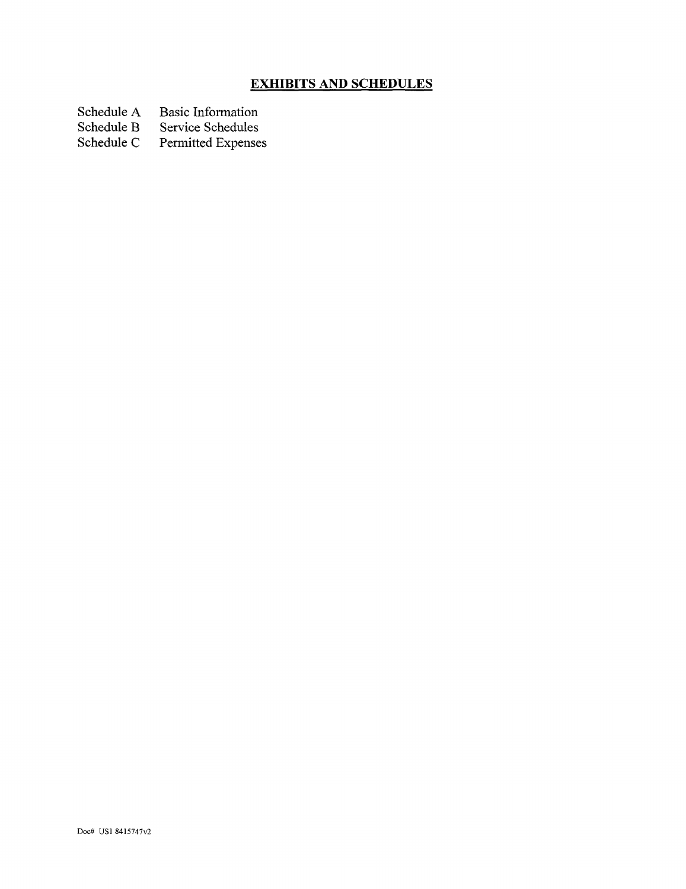## EXHIBITS AND SCHEDULES

| | |
|---|---|
| Schedule A | Basic Information |
| Schedule B | Service Schedules |
| Schedule C | Permitted Expenses |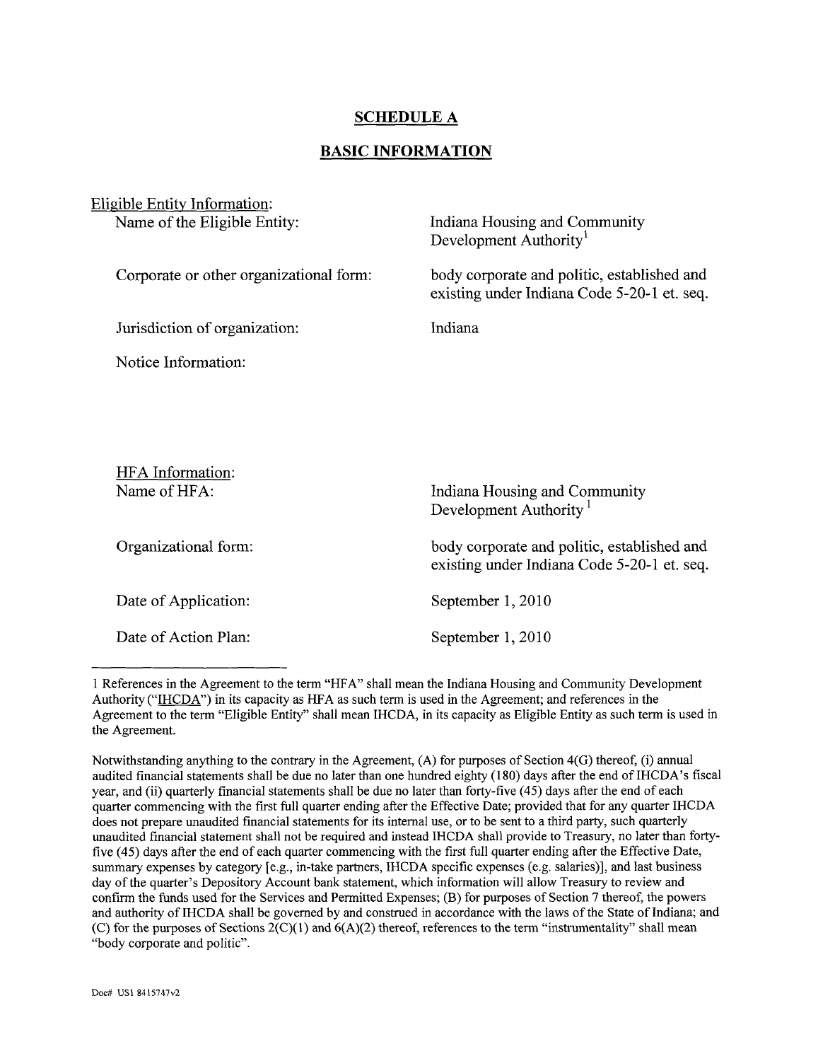## SCHEDULE A

## BASIC INFORMATION

Eligible Entity Information:

| | |
|---|---|
| Name of the Eligible Entity: | Indiana Housing and Community Development Authority[1] |
| Corporate or other organizational form: | body corporate and politic, established and existing under Indiana Code 5-20-1 et. seq. |
| Jurisdiction of organization: | Indiana |
| Notice Information: | |

HFA Information:

| | |
|---|---|
| Name of HFA: | Indiana Housing and Community Development Authority [1] |
| Organizational form: | body corporate and politic, established and existing under Indiana Code 5-20-1 et. seq. |
| Date of Application: | September 1, 2010 |
| Date of Action Plan: | September 1, 2010 |

---

1 References in the Agreement to the term "HFA" shall mean the Indiana Housing and Community Development Authority ("IHCDA") in its capacity as HFA as such term is used in the Agreement; and references in the Agreement to the term "Eligible Entity" shall mean IHCDA, in its capacity as Eligible Entity as such term is used in the Agreement.

Notwithstanding anything to the contrary in the Agreement, (A) for purposes of Section 4(G) thereof, (i) annual audited financial statements shall be due no later than one hundred eighty (180) days after the end of IHCDA's fiscal year, and (ii) quarterly financial statements shall be due no later than forty-five (45) days after the end of each quarter commencing with the first full quarter ending after the Effective Date; provided that for any quarter IHCDA does not prepare unaudited financial statements for its internal use, or to be sent to a third party, such quarterly unaudited financial statement shall not be required and instead IHCDA shall provide to Treasury, no later than forty-five (45) days after the end of each quarter commencing with the first full quarter ending after the Effective Date, summary expenses by category [e.g., in-take partners, IHCDA specific expenses (e.g. salaries)], and last business day of the quarter's Depository Account bank statement, which information will allow Treasury to review and confirm the funds used for the Services and Permitted Expenses; (B) for purposes of Section 7 thereof, the powers and authority of IHCDA shall be governed by and construed in accordance with the laws of the State of Indiana; and (C) for the purposes of Sections 2(C)(1) and 6(A)(2) thereof, references to the term "instrumentality" shall mean "body corporate and politic".

Doc# US1 8415747v2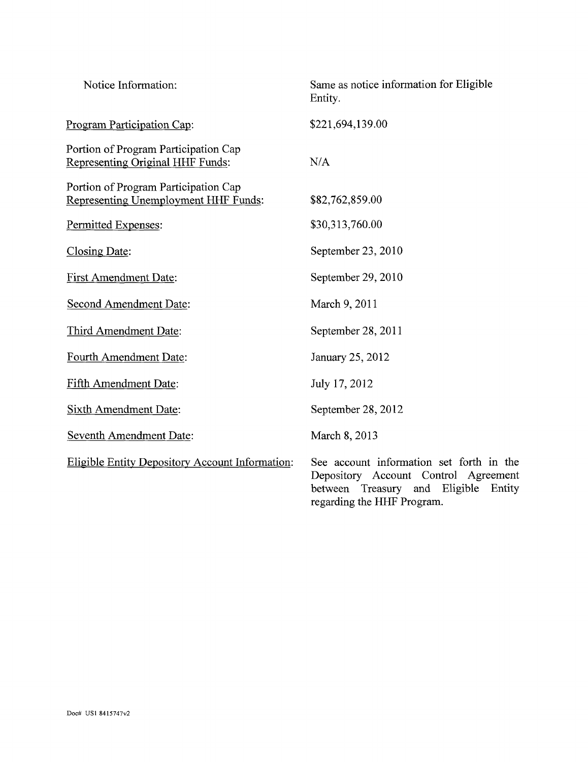| | |
|---|---|
| Notice Information: | Same as notice information for Eligible Entity. |
| Program Participation Cap: | $221,694,139.00 |
| Portion of Program Participation Cap Representing Original HHF Funds: | N/A |
| Portion of Program Participation Cap Representing Unemployment HHF Funds: | $82,762,859.00 |
| Permitted Expenses: | $30,313,760.00 |
| Closing Date: | September 23, 2010 |
| First Amendment Date: | September 29, 2010 |
| Second Amendment Date: | March 9, 2011 |
| Third Amendment Date: | September 28, 2011 |
| Fourth Amendment Date: | January 25, 2012 |
| Fifth Amendment Date: | July 17, 2012 |
| Sixth Amendment Date: | September 28, 2012 |
| Seventh Amendment Date: | March 8, 2013 |
| Eligible Entity Depository Account Information: | See account information set forth in the Depository Account Control Agreement between Treasury and Eligible Entity regarding the HHF Program. |

Doc# US1 8415747v2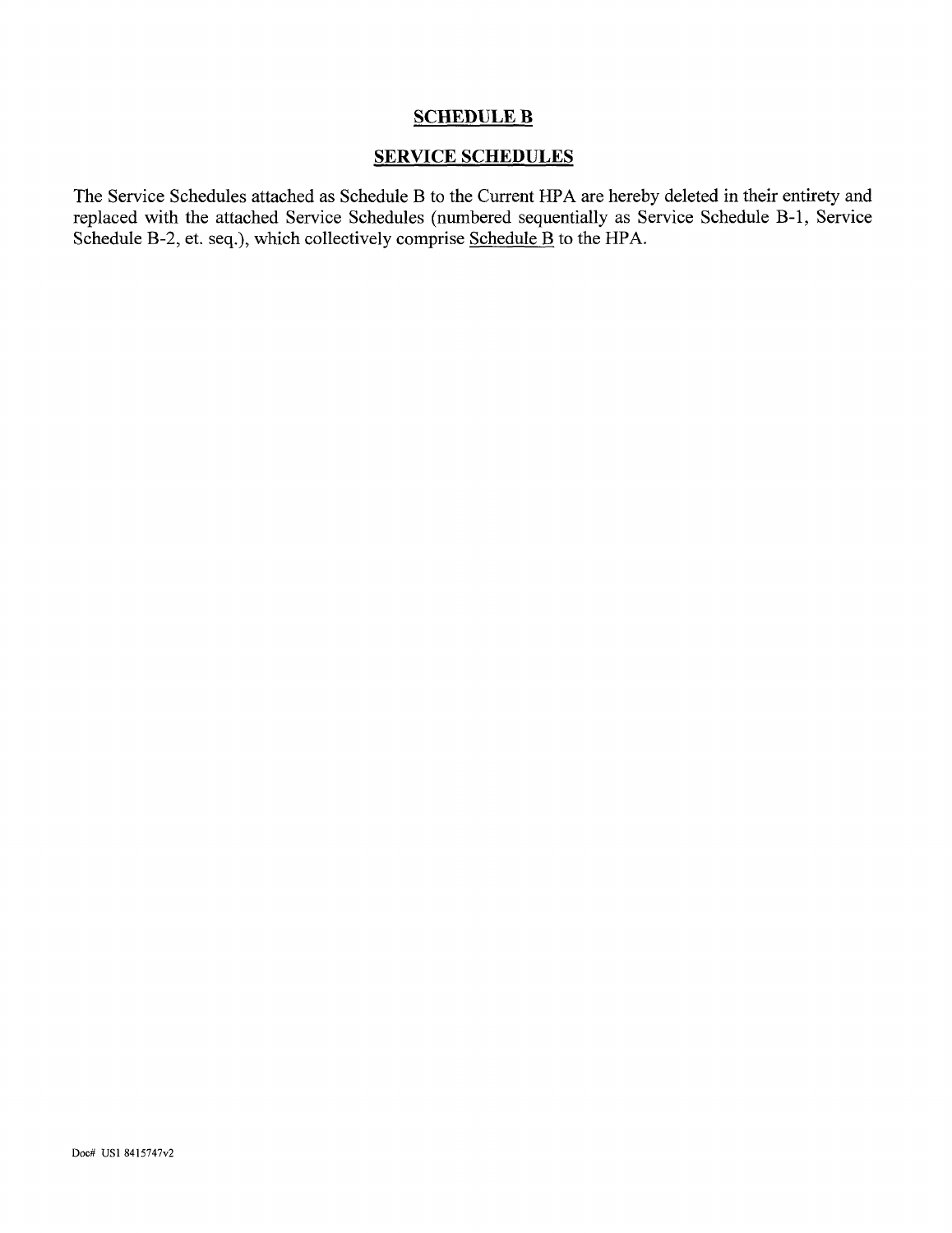# SCHEDULE B

## SERVICE SCHEDULES

The Service Schedules attached as Schedule B to the Current HPA are hereby deleted in their entirety and replaced with the attached Service Schedules (numbered sequentially as Service Schedule B-1, Service Schedule B-2, et. seq.), which collectively comprise Schedule B to the HPA.

Doc# US1 8415747v2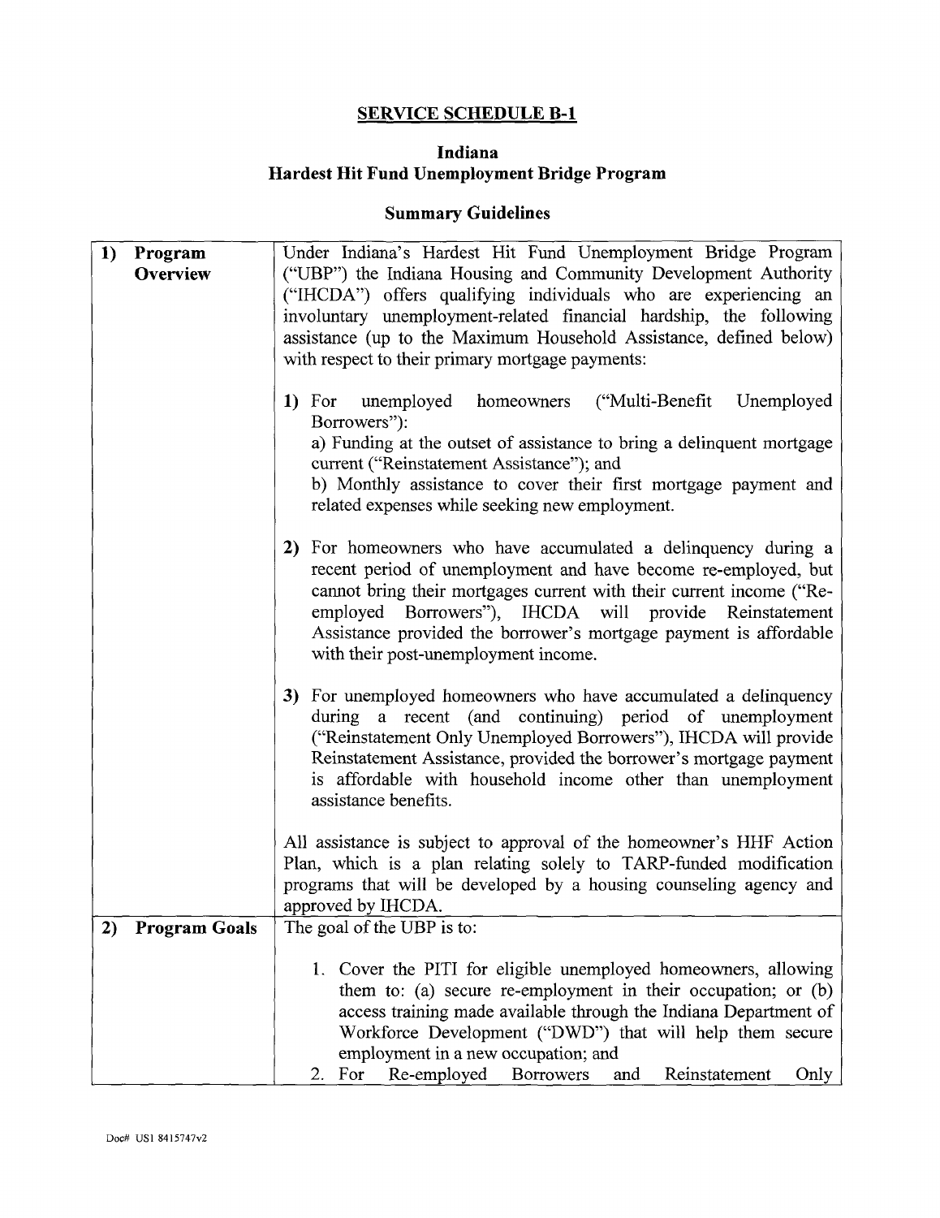## SERVICE SCHEDULE B-1

### Indiana
### Hardest Hit Fund Unemployment Bridge Program

### Summary Guidelines

| | |
|---|---|
| **1) Program Overview** | Under Indiana's Hardest Hit Fund Unemployment Bridge Program ("UBP") the Indiana Housing and Community Development Authority ("IHCDA") offers qualifying individuals who are experiencing an involuntary unemployment-related financial hardship, the following assistance (up to the Maximum Household Assistance, defined below) with respect to their primary mortgage payments:<br><br>**1)** For unemployed homeowners ("Multi-Benefit Unemployed Borrowers"):<br>a) Funding at the outset of assistance to bring a delinquent mortgage current ("Reinstatement Assistance"); and<br>b) Monthly assistance to cover their first mortgage payment and related expenses while seeking new employment.<br><br>**2)** For homeowners who have accumulated a delinquency during a recent period of unemployment and have become re-employed, but cannot bring their mortgages current with their current income ("Re-employed Borrowers"), IHCDA will provide Reinstatement Assistance provided the borrower's mortgage payment is affordable with their post-unemployment income.<br><br>**3)** For unemployed homeowners who have accumulated a delinquency during a recent (and continuing) period of unemployment ("Reinstatement Only Unemployed Borrowers"), IHCDA will provide Reinstatement Assistance, provided the borrower's mortgage payment is affordable with household income other than unemployment assistance benefits.<br><br>All assistance is subject to approval of the homeowner's HHF Action Plan, which is a plan relating solely to TARP-funded modification programs that will be developed by a housing counseling agency and approved by IHCDA. |
| **2) Program Goals** | The goal of the UBP is to:<br><br>1. Cover the PITI for eligible unemployed homeowners, allowing them to: (a) secure re-employment in their occupation; or (b) access training made available through the Indiana Department of Workforce Development ("DWD") that will help them secure employment in a new occupation; and<br>2. For Re-employed Borrowers and Reinstatement Only |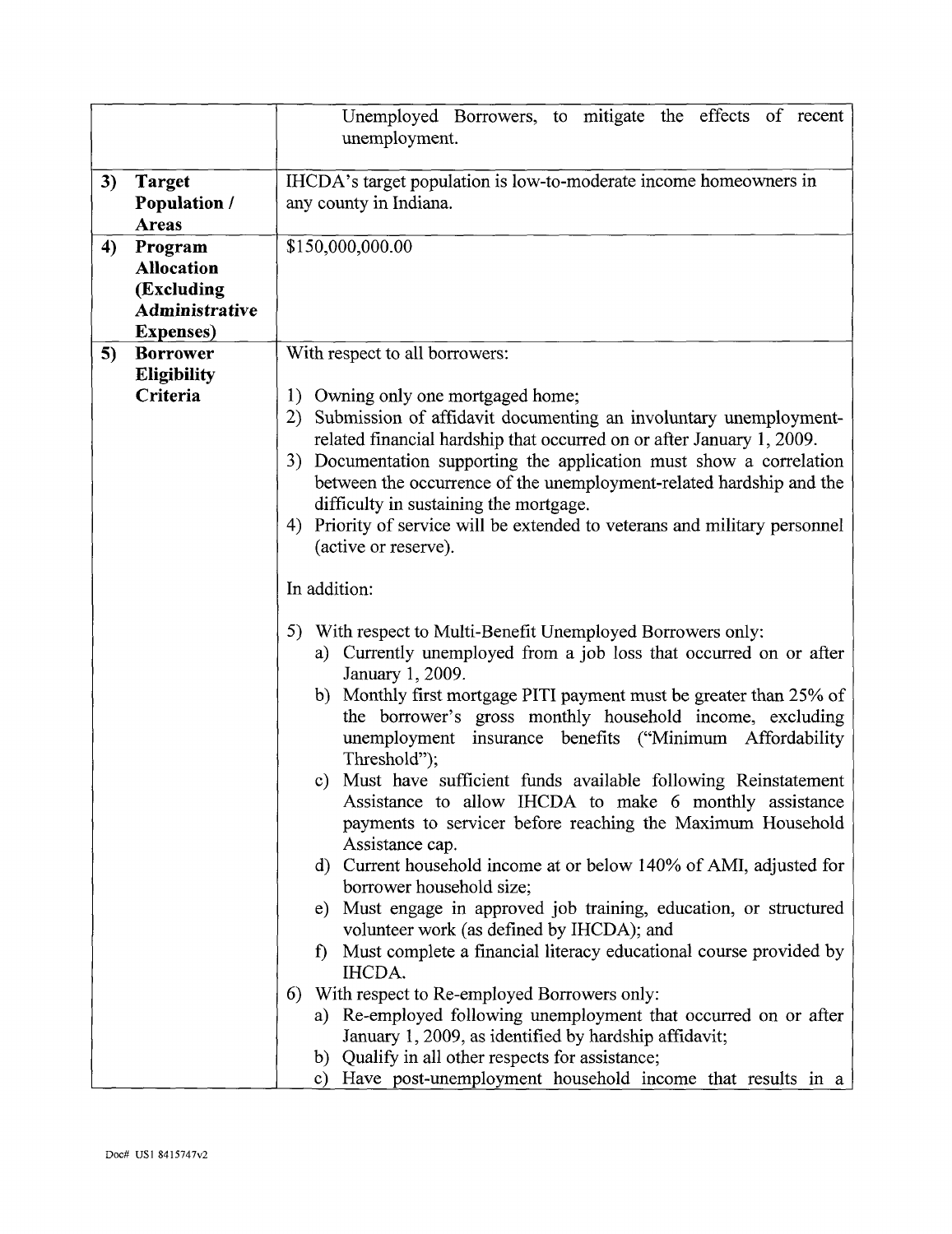| | |
|---|---|
| | Unemployed Borrowers, to mitigate the effects of recent unemployment. |
| **3) Target Population / Areas** | IHCDA's target population is low-to-moderate income homeowners in any county in Indiana. |
| **4) Program Allocation (Excluding Administrative Expenses)** | $150,000,000.00 |
| **5) Borrower Eligibility Criteria** | With respect to all borrowers:<br><br>1) Owning only one mortgaged home;<br>2) Submission of affidavit documenting an involuntary unemployment-related financial hardship that occurred on or after January 1, 2009.<br>3) Documentation supporting the application must show a correlation between the occurrence of the unemployment-related hardship and the difficulty in sustaining the mortgage.<br>4) Priority of service will be extended to veterans and military personnel (active or reserve).<br><br>In addition:<br><br>5) With respect to Multi-Benefit Unemployed Borrowers only:<br>a) Currently unemployed from a job loss that occurred on or after January 1, 2009.<br>b) Monthly first mortgage PITI payment must be greater than 25% of the borrower's gross monthly household income, excluding unemployment insurance benefits ("Minimum Affordability Threshold");<br>c) Must have sufficient funds available following Reinstatement Assistance to allow IHCDA to make 6 monthly assistance payments to servicer before reaching the Maximum Household Assistance cap.<br>d) Current household income at or below 140% of AMI, adjusted for borrower household size;<br>e) Must engage in approved job training, education, or structured volunteer work (as defined by IHCDA); and<br>f) Must complete a financial literacy educational course provided by IHCDA.<br>6) With respect to Re-employed Borrowers only:<br>a) Re-employed following unemployment that occurred on or after January 1, 2009, as identified by hardship affidavit;<br>b) Qualify in all other respects for assistance;<br>c) Have post-unemployment household income that results in a |

Doc# US1 8415747v2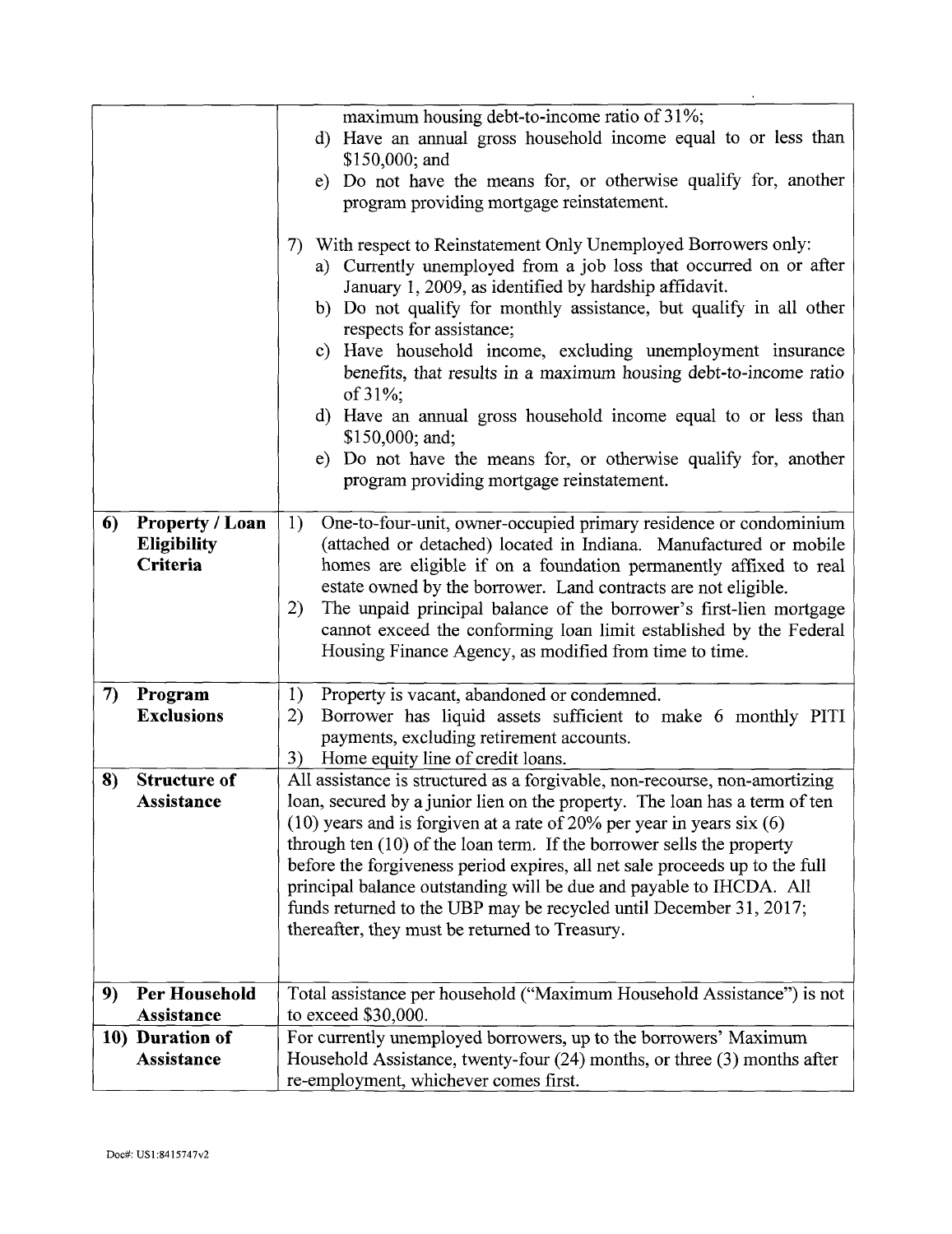| | |
|---|---|
| | maximum housing debt-to-income ratio of 31%;<br>d) Have an annual gross household income equal to or less than \$150,000; and<br>e) Do not have the means for, or otherwise qualify for, another program providing mortgage reinstatement.<br><br>7) With respect to Reinstatement Only Unemployed Borrowers only:<br>a) Currently unemployed from a job loss that occurred on or after January 1, 2009, as identified by hardship affidavit.<br>b) Do not qualify for monthly assistance, but qualify in all other respects for assistance;<br>c) Have household income, excluding unemployment insurance benefits, that results in a maximum housing debt-to-income ratio of 31%;<br>d) Have an annual gross household income equal to or less than \$150,000; and;<br>e) Do not have the means for, or otherwise qualify for, another program providing mortgage reinstatement. |
| **6) Property / Loan Eligibility Criteria** | 1) One-to-four-unit, owner-occupied primary residence or condominium (attached or detached) located in Indiana. Manufactured or mobile homes are eligible if on a foundation permanently affixed to real estate owned by the borrower. Land contracts are not eligible.<br>2) The unpaid principal balance of the borrower's first-lien mortgage cannot exceed the conforming loan limit established by the Federal Housing Finance Agency, as modified from time to time. |
| **7) Program Exclusions** | 1) Property is vacant, abandoned or condemned.<br>2) Borrower has liquid assets sufficient to make 6 monthly PITI payments, excluding retirement accounts.<br>3) Home equity line of credit loans. |
| **8) Structure of Assistance** | All assistance is structured as a forgivable, non-recourse, non-amortizing loan, secured by a junior lien on the property. The loan has a term of ten (10) years and is forgiven at a rate of 20% per year in years six (6) through ten (10) of the loan term. If the borrower sells the property before the forgiveness period expires, all net sale proceeds up to the full principal balance outstanding will be due and payable to IHCDA. All funds returned to the UBP may be recycled until December 31, 2017; thereafter, they must be returned to Treasury. |
| **9) Per Household Assistance** | Total assistance per household ("Maximum Household Assistance") is not to exceed \$30,000. |
| **10) Duration of Assistance** | For currently unemployed borrowers, up to the borrowers' Maximum Household Assistance, twenty-four (24) months, or three (3) months after re-employment, whichever comes first. |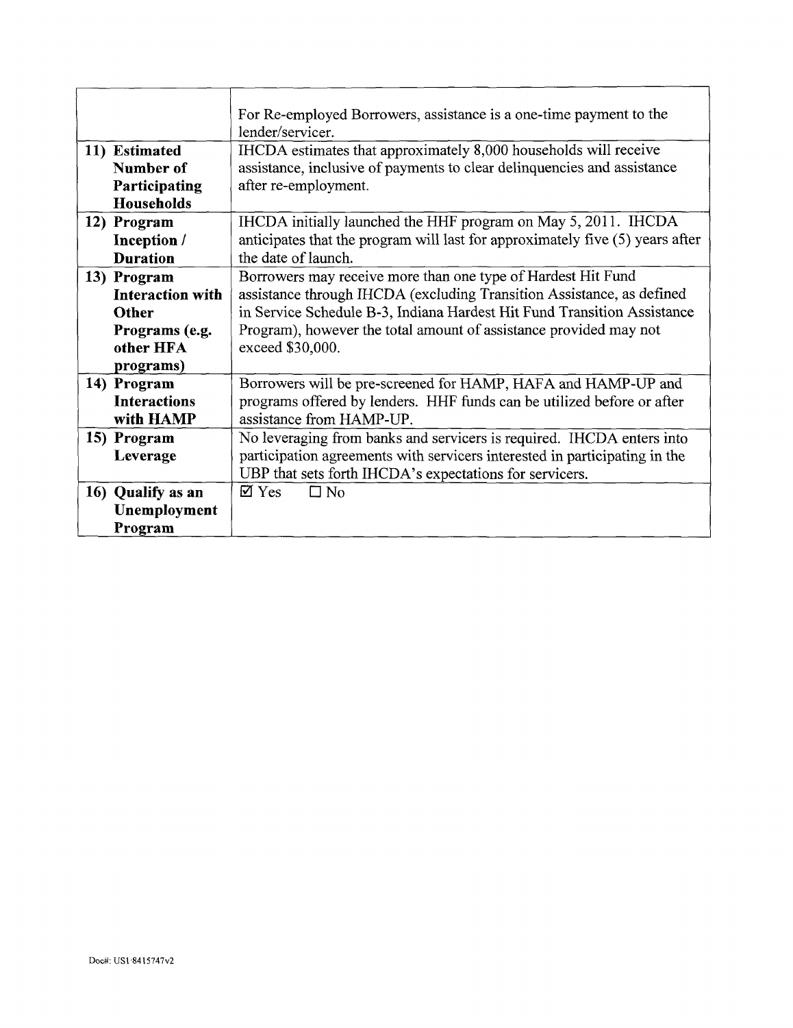| | |
|---|---|
| | For Re-employed Borrowers, assistance is a one-time payment to the lender/servicer. |
| **11) Estimated Number of Participating Households** | IHCDA estimates that approximately 8,000 households will receive assistance, inclusive of payments to clear delinquencies and assistance after re-employment. |
| **12) Program Inception / Duration** | IHCDA initially launched the HHF program on May 5, 2011. IHCDA anticipates that the program will last for approximately five (5) years after the date of launch. |
| **13) Program Interaction with Other Programs (e.g. other HFA programs)** | Borrowers may receive more than one type of Hardest Hit Fund assistance through IHCDA (excluding Transition Assistance, as defined in Service Schedule B-3, Indiana Hardest Hit Fund Transition Assistance Program), however the total amount of assistance provided may not exceed $30,000. |
| **14) Program Interactions with HAMP** | Borrowers will be pre-screened for HAMP, HAFA and HAMP-UP and programs offered by lenders. HHF funds can be utilized before or after assistance from HAMP-UP. |
| **15) Program Leverage** | No leveraging from banks and servicers is required. IHCDA enters into participation agreements with servicers interested in participating in the UBP that sets forth IHCDA's expectations for servicers. |
| **16) Qualify as an Unemployment Program** | ☑ Yes ☐ No |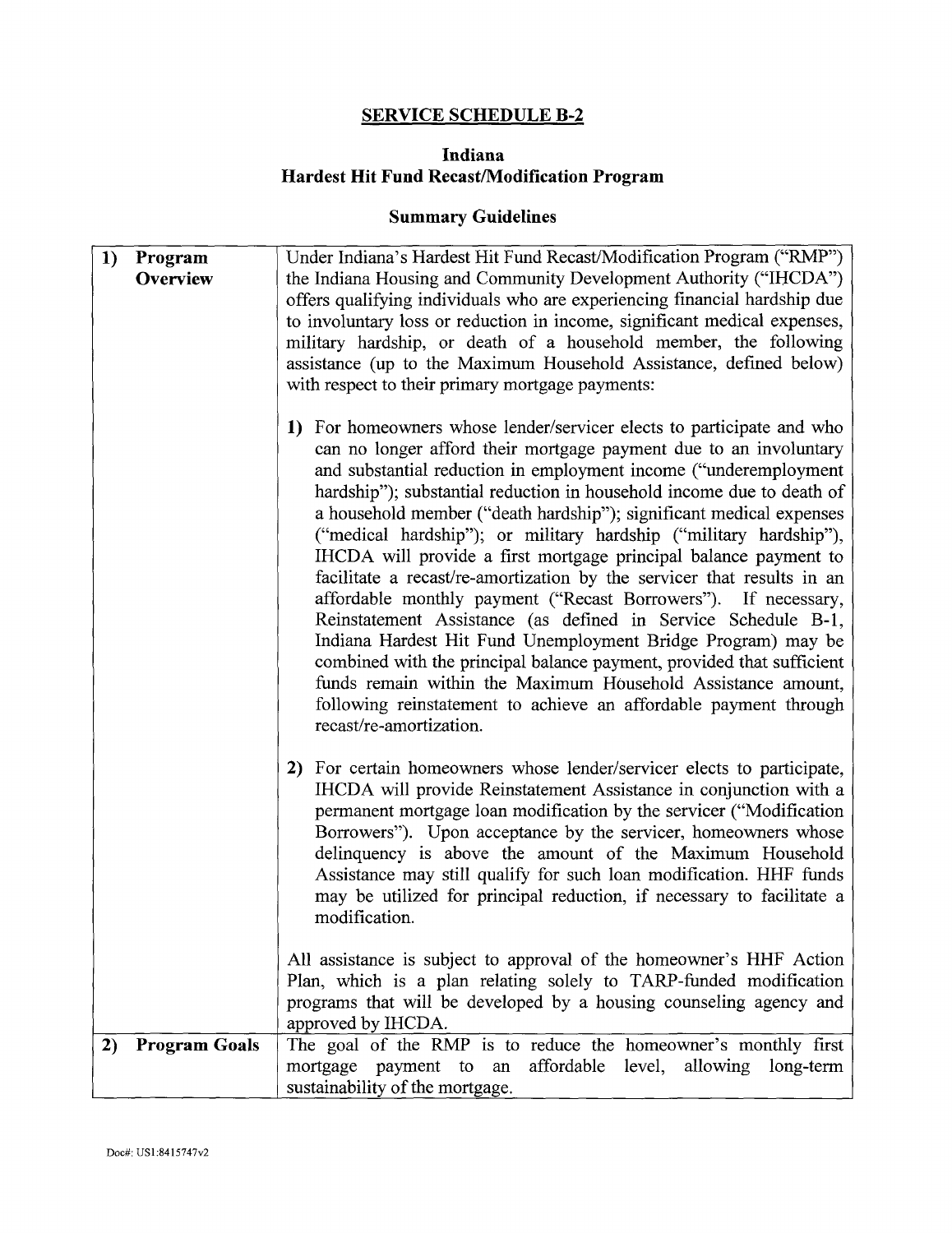**SERVICE SCHEDULE B-2**

**Indiana**
**Hardest Hit Fund Recast/Modification Program**

**Summary Guidelines**

| | |
|---|---|
| **1) Program Overview** | Under Indiana's Hardest Hit Fund Recast/Modification Program ("RMP") the Indiana Housing and Community Development Authority ("IHCDA") offers qualifying individuals who are experiencing financial hardship due to involuntary loss or reduction in income, significant medical expenses, military hardship, or death of a household member, the following assistance (up to the Maximum Household Assistance, defined below) with respect to their primary mortgage payments:<br><br>**1)** For homeowners whose lender/servicer elects to participate and who can no longer afford their mortgage payment due to an involuntary and substantial reduction in employment income ("underemployment hardship"); substantial reduction in household income due to death of a household member ("death hardship"); significant medical expenses ("medical hardship"); or military hardship ("military hardship"), IHCDA will provide a first mortgage principal balance payment to facilitate a recast/re-amortization by the servicer that results in an affordable monthly payment ("Recast Borrowers"). If necessary, Reinstatement Assistance (as defined in Service Schedule B-1, Indiana Hardest Hit Fund Unemployment Bridge Program) may be combined with the principal balance payment, provided that sufficient funds remain within the Maximum Household Assistance amount, following reinstatement to achieve an affordable payment through recast/re-amortization.<br><br>**2)** For certain homeowners whose lender/servicer elects to participate, IHCDA will provide Reinstatement Assistance in conjunction with a permanent mortgage loan modification by the servicer ("Modification Borrowers"). Upon acceptance by the servicer, homeowners whose delinquency is above the amount of the Maximum Household Assistance may still qualify for such loan modification. HHF funds may be utilized for principal reduction, if necessary to facilitate a modification.<br><br>All assistance is subject to approval of the homeowner's HHF Action Plan, which is a plan relating solely to TARP-funded modification programs that will be developed by a housing counseling agency and approved by IHCDA. |
| **2) Program Goals** | The goal of the RMP is to reduce the homeowner's monthly first mortgage payment to an affordable level, allowing long-term sustainability of the mortgage. |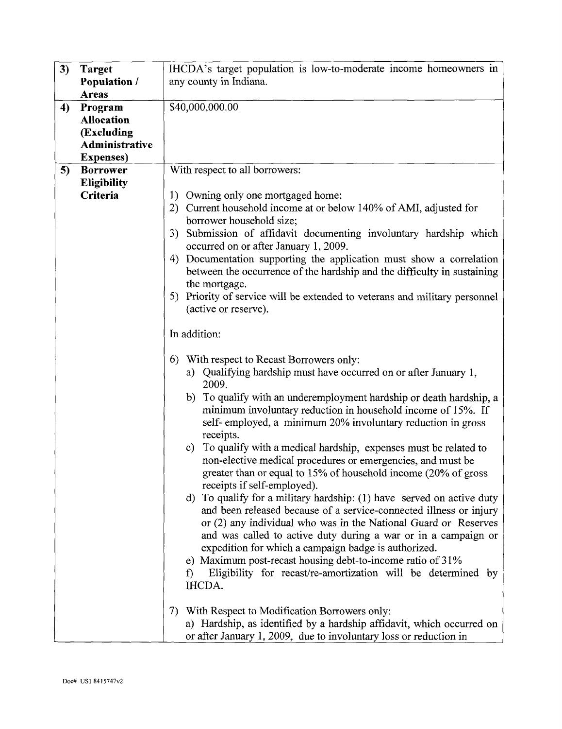| | | |
|---|---|---|
| **3)** | **Target Population / Areas** | IHCDA's target population is low-to-moderate income homeowners in any county in Indiana. |
| **4)** | **Program Allocation (Excluding Administrative Expenses)** | $40,000,000.00 |
| **5)** | **Borrower Eligibility Criteria** | With respect to all borrowers:<br><br>1) Owning only one mortgaged home;<br>2) Current household income at or below 140% of AMI, adjusted for borrower household size;<br>3) Submission of affidavit documenting involuntary hardship which occurred on or after January 1, 2009.<br>4) Documentation supporting the application must show a correlation between the occurrence of the hardship and the difficulty in sustaining the mortgage.<br>5) Priority of service will be extended to veterans and military personnel (active or reserve).<br><br>In addition:<br><br>6) With respect to Recast Borrowers only:<br>a) Qualifying hardship must have occurred on or after January 1, 2009.<br>b) To qualify with an underemployment hardship or death hardship, a minimum involuntary reduction in household income of 15%. If self- employed, a minimum 20% involuntary reduction in gross receipts.<br>c) To qualify with a medical hardship, expenses must be related to non-elective medical procedures or emergencies, and must be greater than or equal to 15% of household income (20% of gross receipts if self-employed).<br>d) To qualify for a military hardship: (1) have served on active duty and been released because of a service-connected illness or injury or (2) any individual who was in the National Guard or Reserves and was called to active duty during a war or in a campaign or expedition for which a campaign badge is authorized.<br>e) Maximum post-recast housing debt-to-income ratio of 31%<br>f) Eligibility for recast/re-amortization will be determined by IHCDA.<br><br>7) With Respect to Modification Borrowers only:<br>a) Hardship, as identified by a hardship affidavit, which occurred on or after January 1, 2009, due to involuntary loss or reduction in |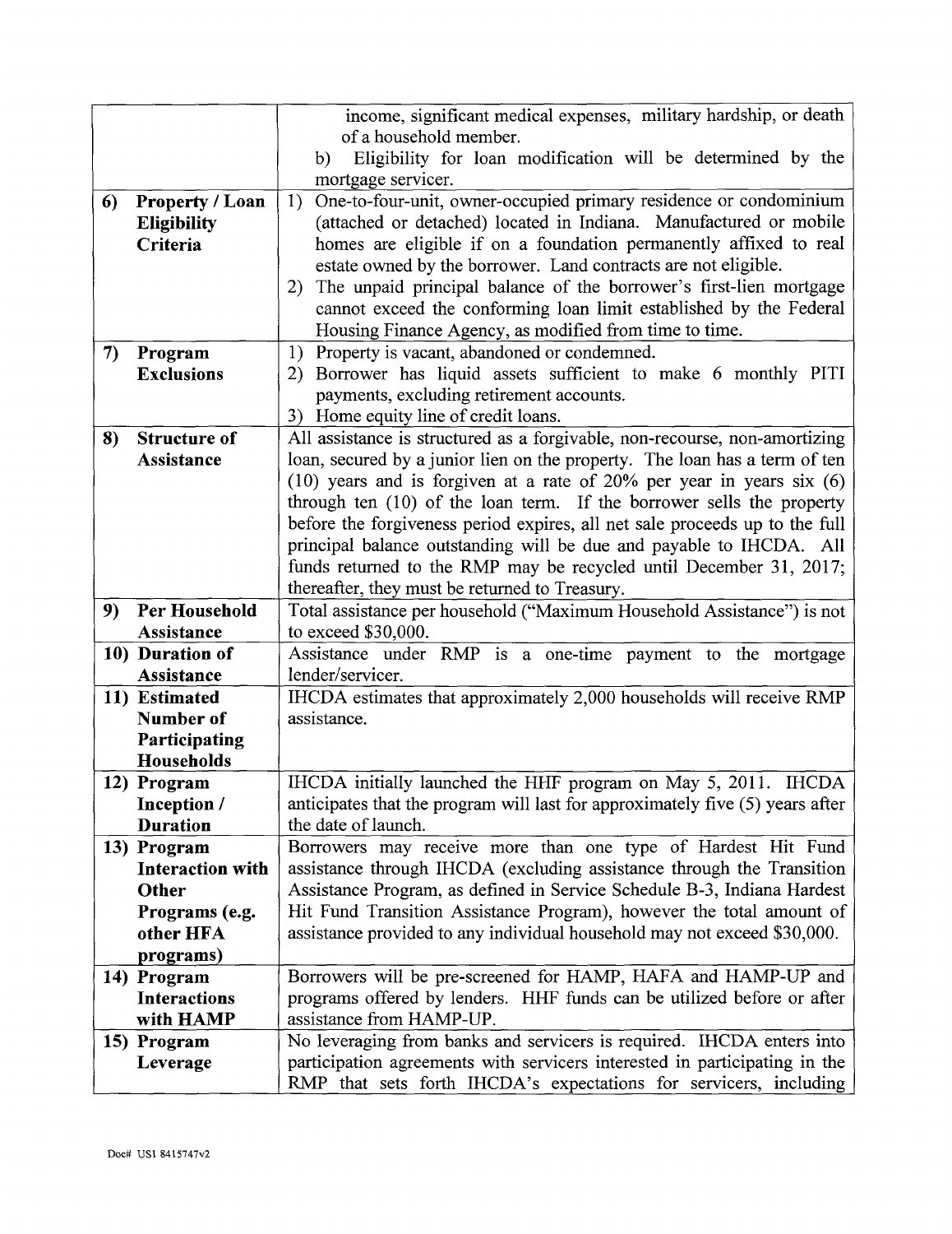| | |
|---|---|
| | income, significant medical expenses, military hardship, or death of a household member.<br>b) Eligibility for loan modification will be determined by the mortgage servicer. |
| **6) Property / Loan Eligibility Criteria** | 1) One-to-four-unit, owner-occupied primary residence or condominium (attached or detached) located in Indiana. Manufactured or mobile homes are eligible if on a foundation permanently affixed to real estate owned by the borrower. Land contracts are not eligible.<br>2) The unpaid principal balance of the borrower's first-lien mortgage cannot exceed the conforming loan limit established by the Federal Housing Finance Agency, as modified from time to time. |
| **7) Program Exclusions** | 1) Property is vacant, abandoned or condemned.<br>2) Borrower has liquid assets sufficient to make 6 monthly PITI payments, excluding retirement accounts.<br>3) Home equity line of credit loans. |
| **8) Structure of Assistance** | All assistance is structured as a forgivable, non-recourse, non-amortizing loan, secured by a junior lien on the property. The loan has a term of ten (10) years and is forgiven at a rate of 20% per year in years six (6) through ten (10) of the loan term. If the borrower sells the property before the forgiveness period expires, all net sale proceeds up to the full principal balance outstanding will be due and payable to IHCDA. All funds returned to the RMP may be recycled until December 31, 2017; thereafter, they must be returned to Treasury. |
| **9) Per Household Assistance** | Total assistance per household ("Maximum Household Assistance") is not to exceed $30,000. |
| **10) Duration of Assistance** | Assistance under RMP is a one-time payment to the mortgage lender/servicer. |
| **11) Estimated Number of Participating Households** | IHCDA estimates that approximately 2,000 households will receive RMP assistance. |
| **12) Program Inception / Duration** | IHCDA initially launched the HHF program on May 5, 2011. IHCDA anticipates that the program will last for approximately five (5) years after the date of launch. |
| **13) Program Interaction with Other Programs (e.g. other HFA programs)** | Borrowers may receive more than one type of Hardest Hit Fund assistance through IHCDA (excluding assistance through the Transition Assistance Program, as defined in Service Schedule B-3, Indiana Hardest Hit Fund Transition Assistance Program), however the total amount of assistance provided to any individual household may not exceed $30,000. |
| **14) Program Interactions with HAMP** | Borrowers will be pre-screened for HAMP, HAFA and HAMP-UP and programs offered by lenders. HHF funds can be utilized before or after assistance from HAMP-UP. |
| **15) Program Leverage** | No leveraging from banks and servicers is required. IHCDA enters into participation agreements with servicers interested in participating in the RMP that sets forth IHCDA's expectations for servicers, including |

Doc# US1 8415747v2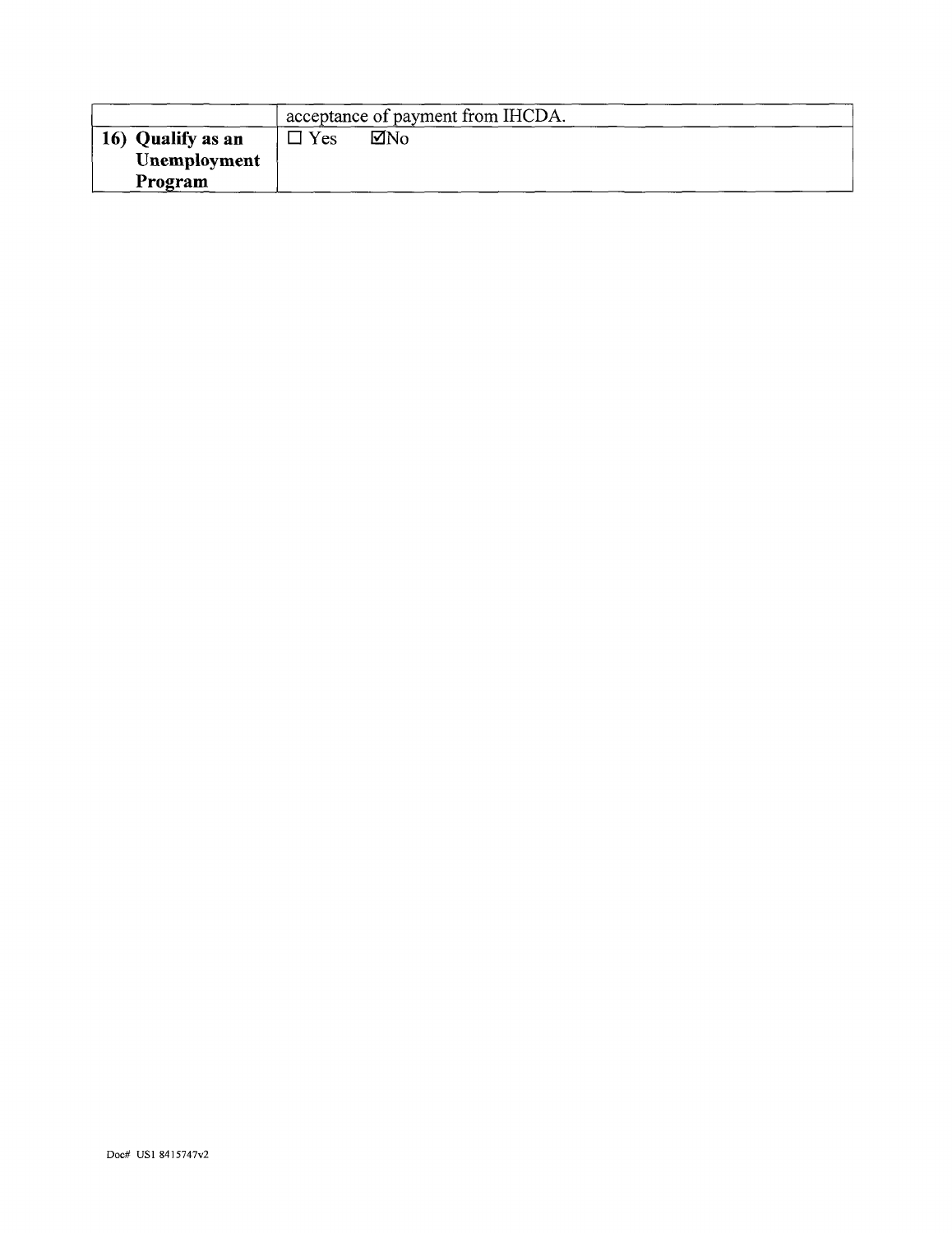| | |
|---|---|
| | acceptance of payment from IHCDA. |
| **16) Qualify as an Unemployment Program** | ☐ Yes ☑No |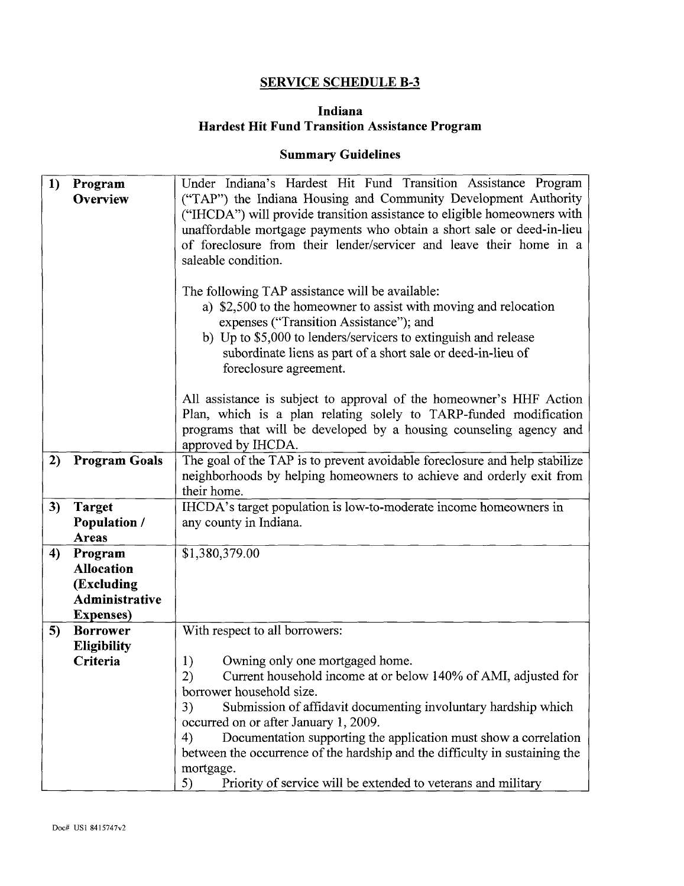# SERVICE SCHEDULE B-3

## Indiana
## Hardest Hit Fund Transition Assistance Program

### Summary Guidelines

| | |
|---|---|
| **1) Program Overview** | Under Indiana's Hardest Hit Fund Transition Assistance Program ("TAP") the Indiana Housing and Community Development Authority ("IHCDA") will provide transition assistance to eligible homeowners with unaffordable mortgage payments who obtain a short sale or deed-in-lieu of foreclosure from their lender/servicer and leave their home in a saleable condition.<br><br>The following TAP assistance will be available:<br>a) $2,500 to the homeowner to assist with moving and relocation expenses ("Transition Assistance"); and<br>b) Up to $5,000 to lenders/servicers to extinguish and release subordinate liens as part of a short sale or deed-in-lieu of foreclosure agreement.<br><br>All assistance is subject to approval of the homeowner's HHF Action Plan, which is a plan relating solely to TARP-funded modification programs that will be developed by a housing counseling agency and approved by IHCDA. |
| **2) Program Goals** | The goal of the TAP is to prevent avoidable foreclosure and help stabilize neighborhoods by helping homeowners to achieve and orderly exit from their home. |
| **3) Target Population / Areas** | IHCDA's target population is low-to-moderate income homeowners in any county in Indiana. |
| **4) Program Allocation (Excluding Administrative Expenses)** | $1,380,379.00 |
| **5) Borrower Eligibility Criteria** | With respect to all borrowers:<br><br>1) Owning only one mortgaged home.<br>2) Current household income at or below 140% of AMI, adjusted for borrower household size.<br>3) Submission of affidavit documenting involuntary hardship which occurred on or after January 1, 2009.<br>4) Documentation supporting the application must show a correlation between the occurrence of the hardship and the difficulty in sustaining the mortgage.<br>5) Priority of service will be extended to veterans and military |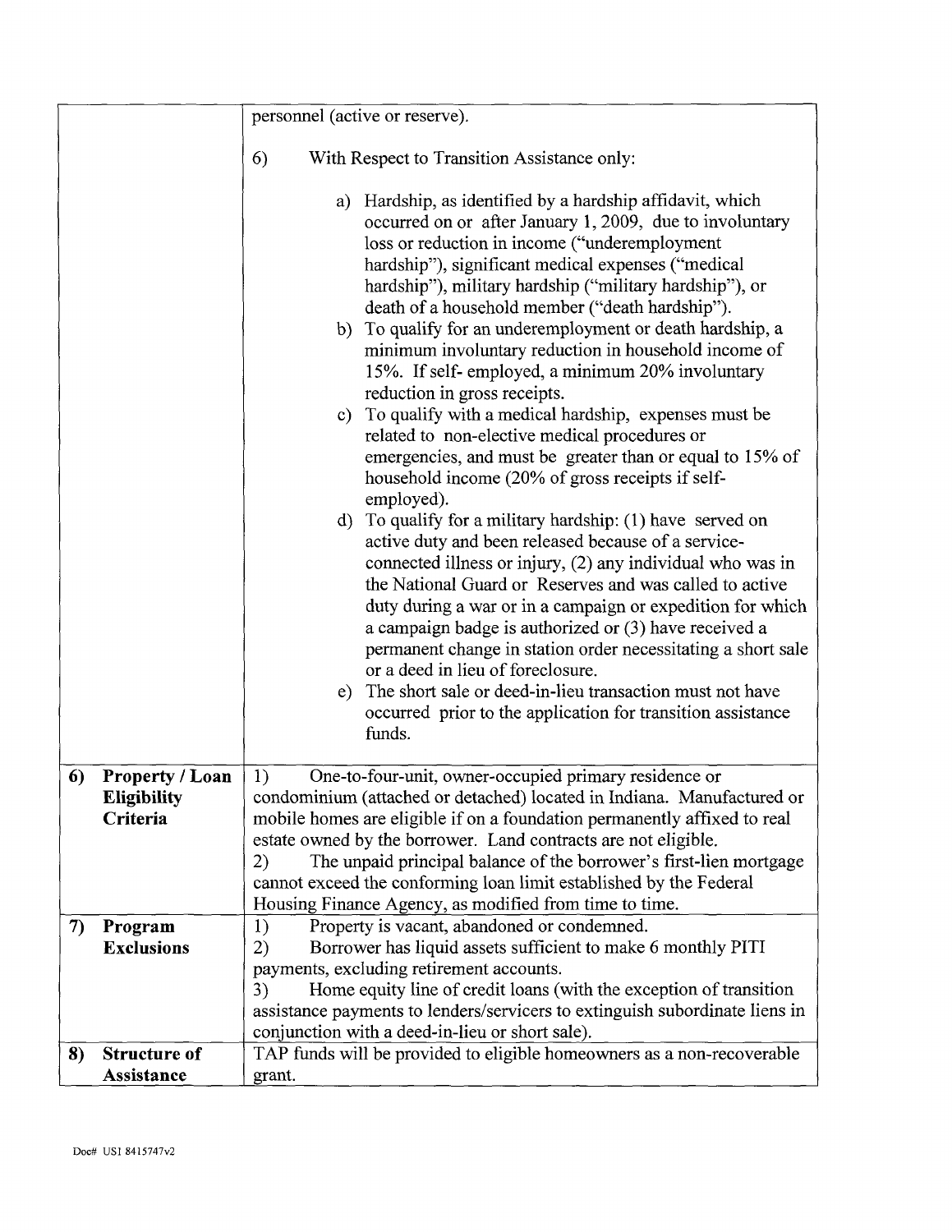| | |
|---|---|
| | personnel (active or reserve).<br><br>6) With Respect to Transition Assistance only:<br><br>a) Hardship, as identified by a hardship affidavit, which occurred on or after January 1, 2009, due to involuntary loss or reduction in income ("underemployment hardship"), significant medical expenses ("medical hardship"), military hardship ("military hardship"), or death of a household member ("death hardship").<br>b) To qualify for an underemployment or death hardship, a minimum involuntary reduction in household income of 15%. If self- employed, a minimum 20% involuntary reduction in gross receipts.<br>c) To qualify with a medical hardship, expenses must be related to non-elective medical procedures or emergencies, and must be greater than or equal to 15% of household income (20% of gross receipts if self-employed).<br>d) To qualify for a military hardship: (1) have served on active duty and been released because of a service-connected illness or injury, (2) any individual who was in the National Guard or Reserves and was called to active duty during a war or in a campaign or expedition for which a campaign badge is authorized or (3) have received a permanent change in station order necessitating a short sale or a deed in lieu of foreclosure.<br>e) The short sale or deed-in-lieu transaction must not have occurred prior to the application for transition assistance funds. |
| **6) Property / Loan Eligibility Criteria** | 1) One-to-four-unit, owner-occupied primary residence or condominium (attached or detached) located in Indiana. Manufactured or mobile homes are eligible if on a foundation permanently affixed to real estate owned by the borrower. Land contracts are not eligible.<br>2) The unpaid principal balance of the borrower's first-lien mortgage cannot exceed the conforming loan limit established by the Federal Housing Finance Agency, as modified from time to time. |
| **7) Program Exclusions** | 1) Property is vacant, abandoned or condemned.<br>2) Borrower has liquid assets sufficient to make 6 monthly PITI payments, excluding retirement accounts.<br>3) Home equity line of credit loans (with the exception of transition assistance payments to lenders/servicers to extinguish subordinate liens in conjunction with a deed-in-lieu or short sale). |
| **8) Structure of Assistance** | TAP funds will be provided to eligible homeowners as a non-recoverable grant. |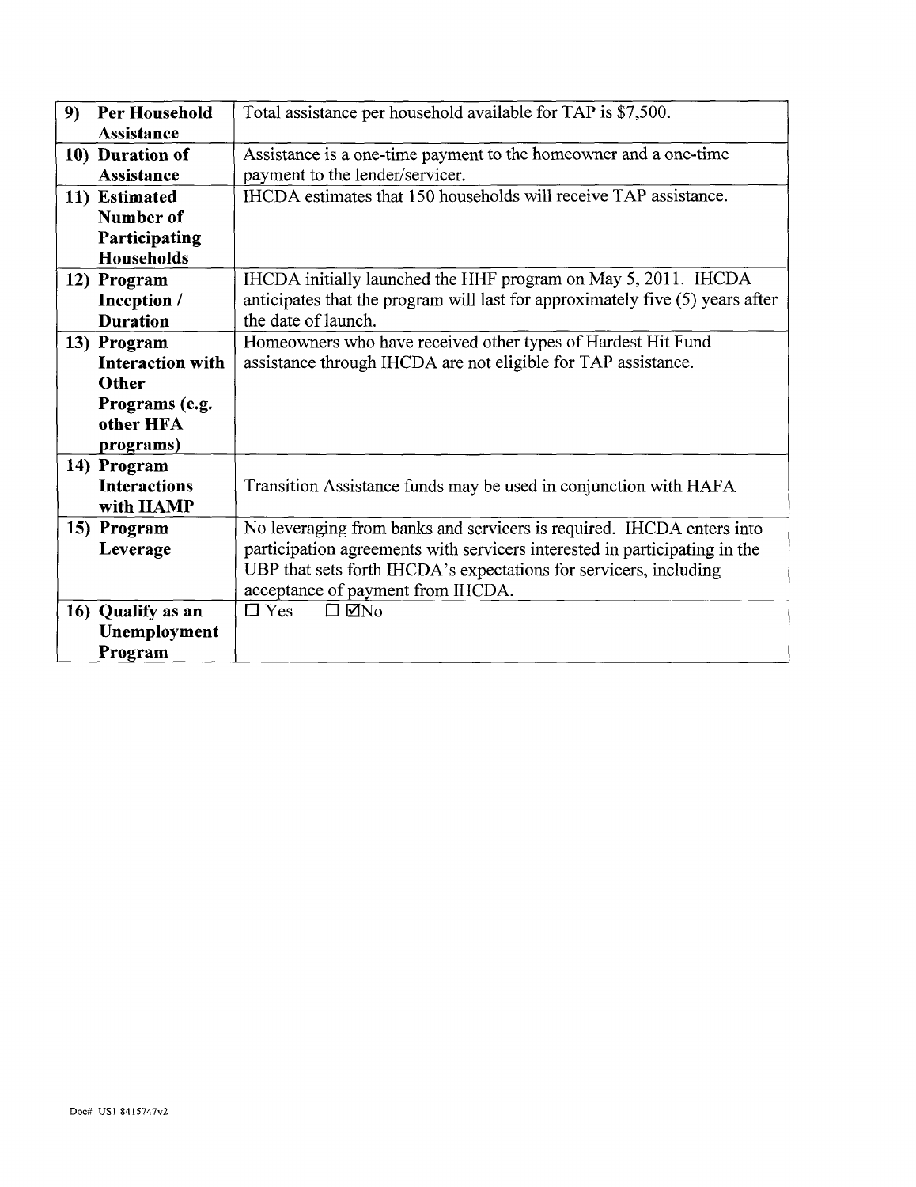| | |
|---|---|
| **9) Per Household Assistance** | Total assistance per household available for TAP is $7,500. |
| **10) Duration of Assistance** | Assistance is a one-time payment to the homeowner and a one-time payment to the lender/servicer. |
| **11) Estimated Number of Participating Households** | IHCDA estimates that 150 households will receive TAP assistance. |
| **12) Program Inception / Duration** | IHCDA initially launched the HHF program on May 5, 2011. IHCDA anticipates that the program will last for approximately five (5) years after the date of launch. |
| **13) Program Interaction with Other Programs (e.g. other HFA programs)** | Homeowners who have received other types of Hardest Hit Fund assistance through IHCDA are not eligible for TAP assistance. |
| **14) Program Interactions with HAMP** | Transition Assistance funds may be used in conjunction with HAFA |
| **15) Program Leverage** | No leveraging from banks and servicers is required. IHCDA enters into participation agreements with servicers interested in participating in the UBP that sets forth IHCDA's expectations for servicers, including acceptance of payment from IHCDA. |
| **16) Qualify as an Unemployment Program** | ☐ Yes ☐ ☑No |

Doc# US1 8415747v2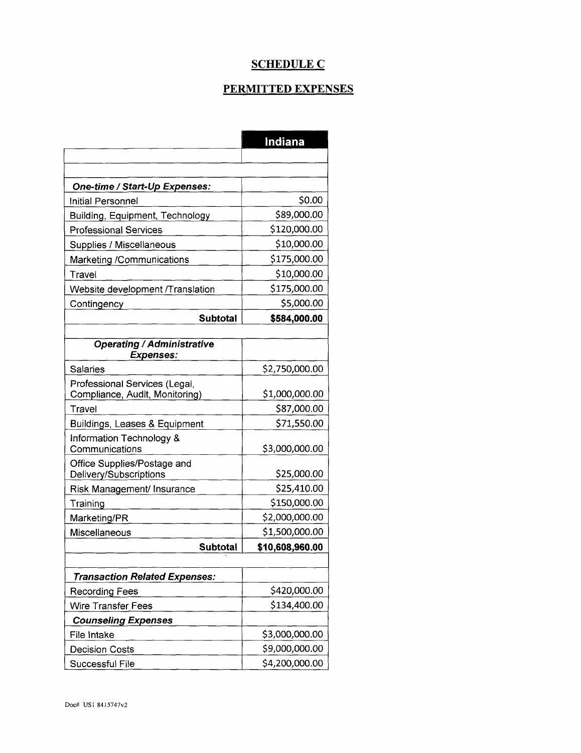# SCHEDULE C

## PERMITTED EXPENSES

| | Indiana |
|---|---|
| | |
| | |
| ***One-time / Start-Up Expenses:*** | |
| Initial Personnel | \$0.00 |
| Building, Equipment, Technology | \$89,000.00 |
| Professional Services | \$120,000.00 |
| Supplies / Miscellaneous | \$10,000.00 |
| Marketing /Communications | \$175,000.00 |
| Travel | \$10,000.00 |
| Website development /Translation | \$175,000.00 |
| Contingency | \$5,000.00 |
| **Subtotal** | **\$584,000.00** |
| | |
| ***Operating / Administrative Expenses:*** | |
| Salaries | \$2,750,000.00 |
| Professional Services (Legal, Compliance, Audit, Monitoring) | \$1,000,000.00 |
| Travel | \$87,000.00 |
| Buildings, Leases & Equipment | \$71,550.00 |
| Information Technology & Communications | \$3,000,000.00 |
| Office Supplies/Postage and Delivery/Subscriptions | \$25,000.00 |
| Risk Management/ Insurance | \$25,410.00 |
| Training | \$150,000.00 |
| Marketing/PR | \$2,000,000.00 |
| Miscellaneous | \$1,500,000.00 |
| **Subtotal** | **\$10,608,960.00** |
| | |
| ***Transaction Related Expenses:*** | |
| Recording Fees | \$420,000.00 |
| Wire Transfer Fees | \$134,400.00 |
| ***Counseling Expenses*** | |
| File Intake | \$3,000,000.00 |
| Decision Costs | \$9,000,000.00 |
| Successful File | \$4,200,000.00 |

Doc# US1 8415747v2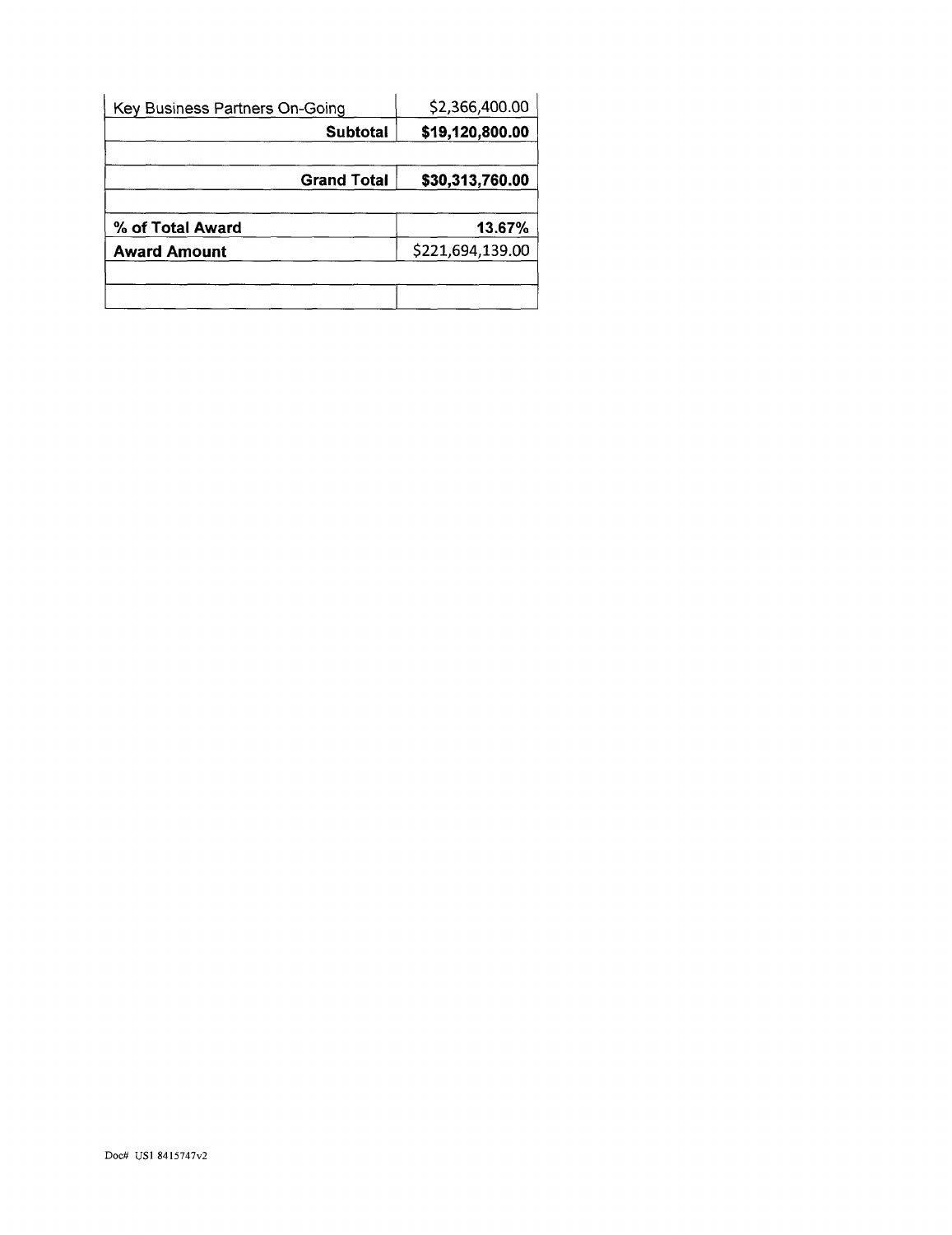| | |
|---|---|
| Key Business Partners On-Going | $2,366,400.00 |
| **Subtotal** | **$19,120,800.00** |
| | |
| **Grand Total** | **$30,313,760.00** |
| | |
| **% of Total Award** | **13.67%** |
| **Award Amount** | $221,694,139.00 |
| | |
| | |

Doc# US1 8415747v2